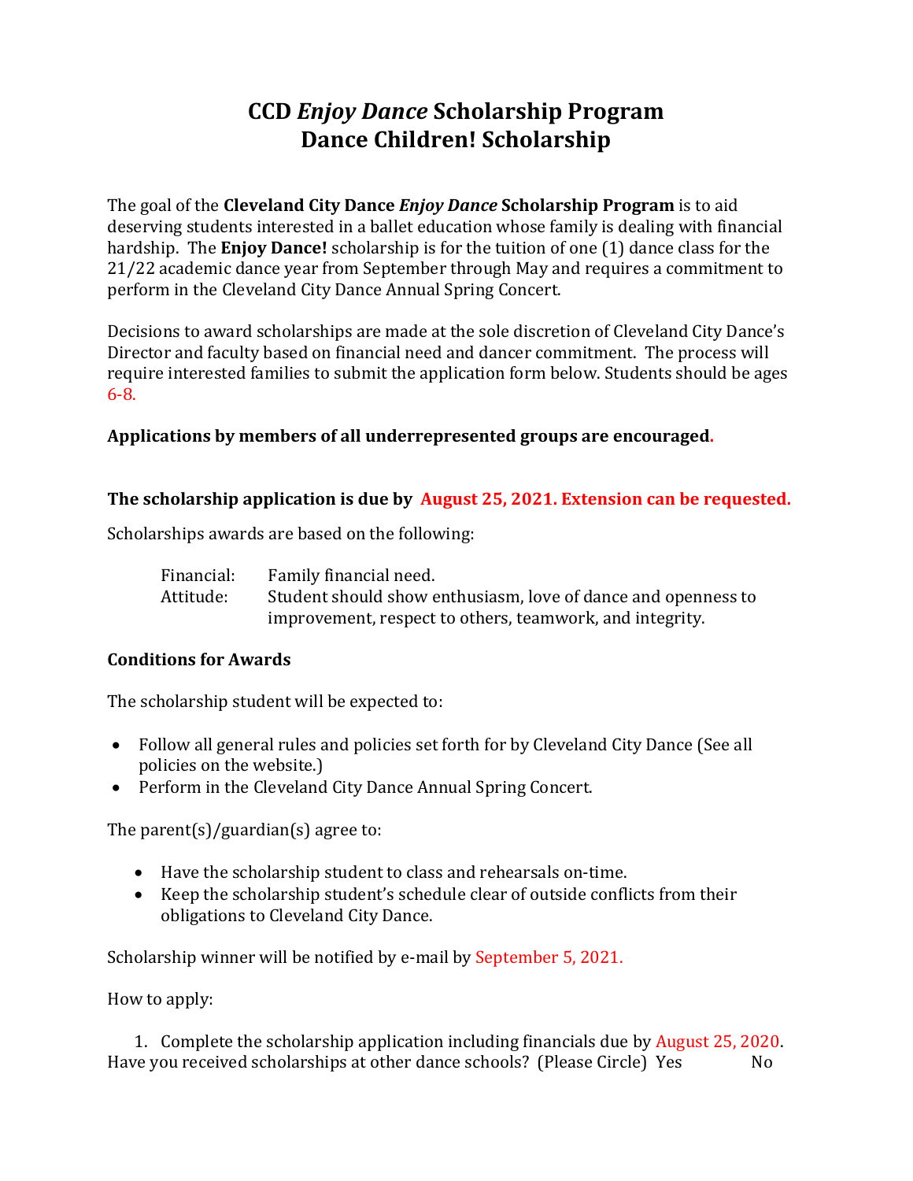# CCD *Enjoy Dance* Scholarship Program
# Dance Children! Scholarship

The goal of the **Cleveland City Dance *Enjoy Dance* Scholarship Program** is to aid deserving students interested in a ballet education whose family is dealing with financial hardship. The **Enjoy Dance!** scholarship is for the tuition of one (1) dance class for the 21/22 academic dance year from September through May and requires a commitment to perform in the Cleveland City Dance Annual Spring Concert.

Decisions to award scholarships are made at the sole discretion of Cleveland City Dance's Director and faculty based on financial need and dancer commitment. The process will require interested families to submit the application form below. Students should be ages 6-8.

**Applications by members of all underrepresented groups are encouraged.**

**The scholarship application is due by August 25, 2021. Extension can be requested.**

Scholarships awards are based on the following:

Financial: Family financial need.
Attitude: Student should show enthusiasm, love of dance and openness to improvement, respect to others, teamwork, and integrity.

**Conditions for Awards**

The scholarship student will be expected to:

- Follow all general rules and policies set forth for by Cleveland City Dance (See all policies on the website.)
- Perform in the Cleveland City Dance Annual Spring Concert.

The parent(s)/guardian(s) agree to:

- Have the scholarship student to class and rehearsals on-time.
- Keep the scholarship student's schedule clear of outside conflicts from their obligations to Cleveland City Dance.

Scholarship winner will be notified by e-mail by September 5, 2021.

How to apply:

1. Complete the scholarship application including financials due by August 25, 2020.

Have you received scholarships at other dance schools? (Please Circle) Yes No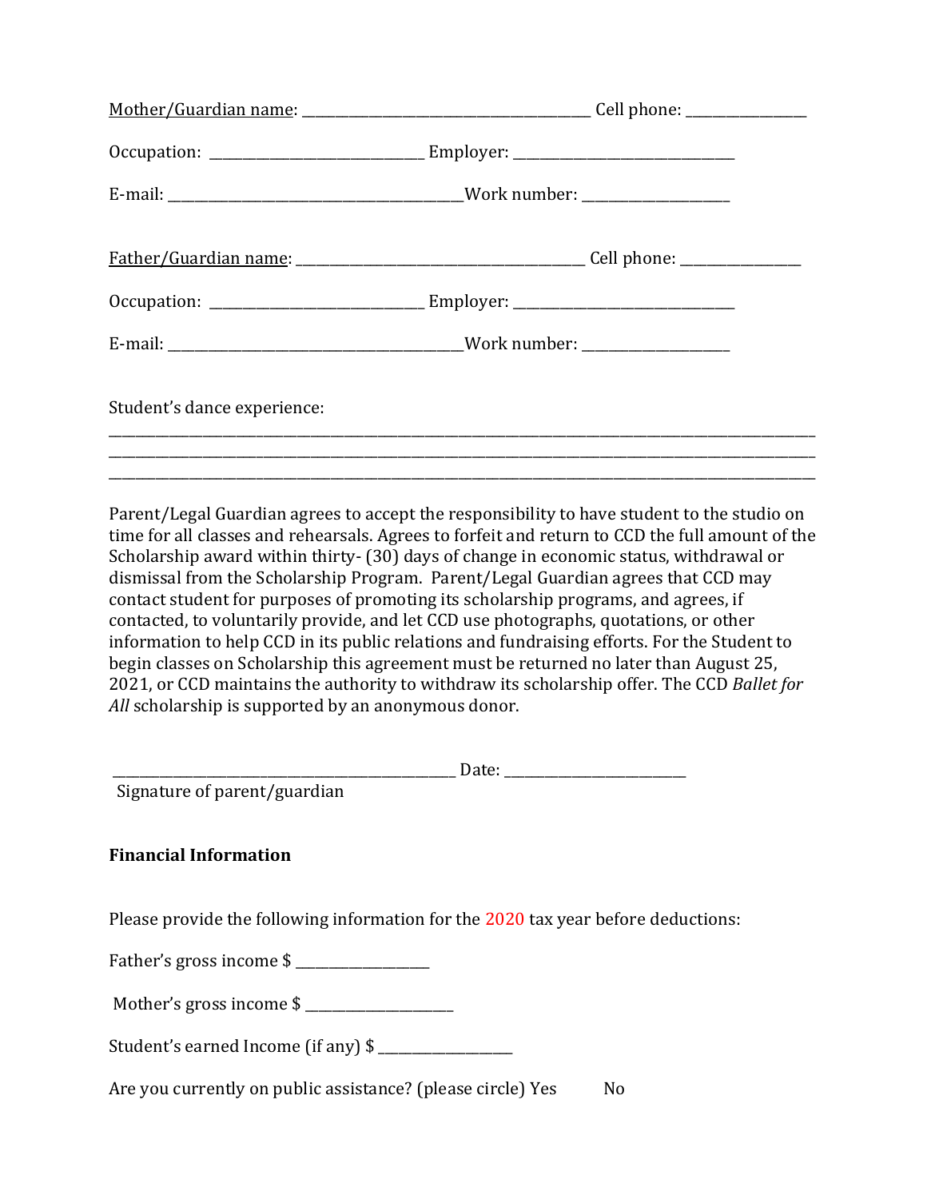Mother/Guardian name: _______________________________________ Cell phone: ________________

Occupation: _____________________________ Employer: ______________________________

E-mail: ________________________________________Work number: ____________________

Father/Guardian name: _______________________________________ Cell phone: ________________

Occupation: _____________________________ Employer: ______________________________

E-mail: ________________________________________Work number: ____________________

Student's dance experience:

_______________________________________________________________________________________________
_______________________________________________________________________________________________
_______________________________________________________________________________________________

Parent/Legal Guardian agrees to accept the responsibility to have student to the studio on time for all classes and rehearsals. Agrees to forfeit and return to CCD the full amount of the Scholarship award within thirty- (30) days of change in economic status, withdrawal or dismissal from the Scholarship Program. Parent/Legal Guardian agrees that CCD may contact student for purposes of promoting its scholarship programs, and agrees, if contacted, to voluntarily provide, and let CCD use photographs, quotations, or other information to help CCD in its public relations and fundraising efforts. For the Student to begin classes on Scholarship this agreement must be returned no later than August 25, 2021, or CCD maintains the authority to withdraw its scholarship offer. The CCD *Ballet for All* scholarship is supported by an anonymous donor.

______________________________________________ Date: _________________________
Signature of parent/guardian

**Financial Information**

Please provide the following information for the 2020 tax year before deductions:

Father's gross income $ __________________

Mother's gross income $ ____________________

Student's earned Income (if any) $ __________________

Are you currently on public assistance? (please circle) Yes No